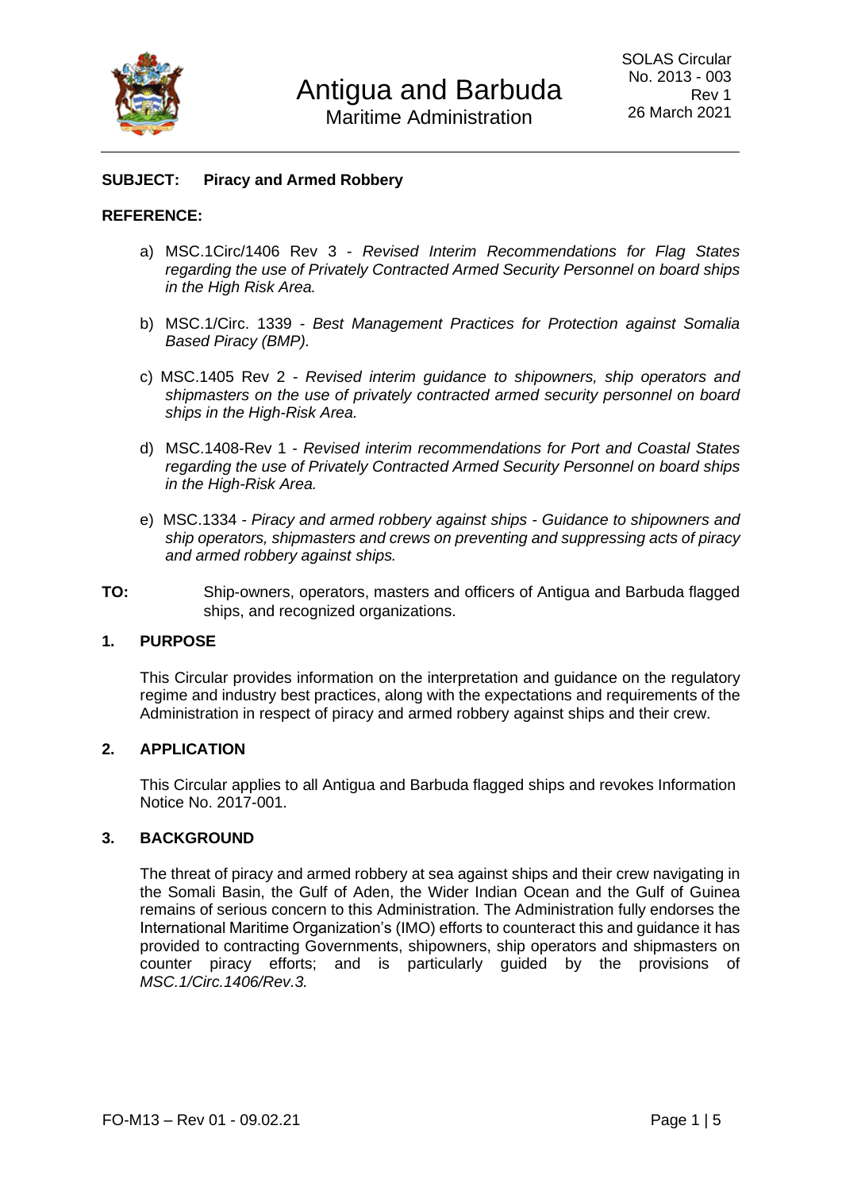# Antigua and Barbuda

## Maritime Administration

SOLAS Circular
No. 2013 - 003
Rev 1
26 March 2021

---

**SUBJECT: Piracy and Armed Robbery**

**REFERENCE:**

a) MSC.1Circ/1406 Rev 3 - *Revised Interim Recommendations for Flag States regarding the use of Privately Contracted Armed Security Personnel on board ships in the High Risk Area.*

b) MSC.1/Circ. 1339 - *Best Management Practices for Protection against Somalia Based Piracy (BMP).*

c) MSC.1405 Rev 2 - *Revised interim guidance to shipowners, ship operators and shipmasters on the use of privately contracted armed security personnel on board ships in the High-Risk Area.*

d) MSC.1408-Rev 1 - *Revised interim recommendations for Port and Coastal States regarding the use of Privately Contracted Armed Security Personnel on board ships in the High-Risk Area.*

e) MSC.1334 - *Piracy and armed robbery against ships - Guidance to shipowners and ship operators, shipmasters and crews on preventing and suppressing acts of piracy and armed robbery against ships.*

**TO:** Ship-owners, operators, masters and officers of Antigua and Barbuda flagged ships, and recognized organizations.

### 1. PURPOSE

This Circular provides information on the interpretation and guidance on the regulatory regime and industry best practices, along with the expectations and requirements of the Administration in respect of piracy and armed robbery against ships and their crew.

### 2. APPLICATION

This Circular applies to all Antigua and Barbuda flagged ships and revokes Information Notice No. 2017-001.

### 3. BACKGROUND

The threat of piracy and armed robbery at sea against ships and their crew navigating in the Somali Basin, the Gulf of Aden, the Wider Indian Ocean and the Gulf of Guinea remains of serious concern to this Administration. The Administration fully endorses the International Maritime Organization's (IMO) efforts to counteract this and guidance it has provided to contracting Governments, shipowners, ship operators and shipmasters on counter piracy efforts; and is particularly guided by the provisions of *MSC.1/Circ.1406/Rev.3.*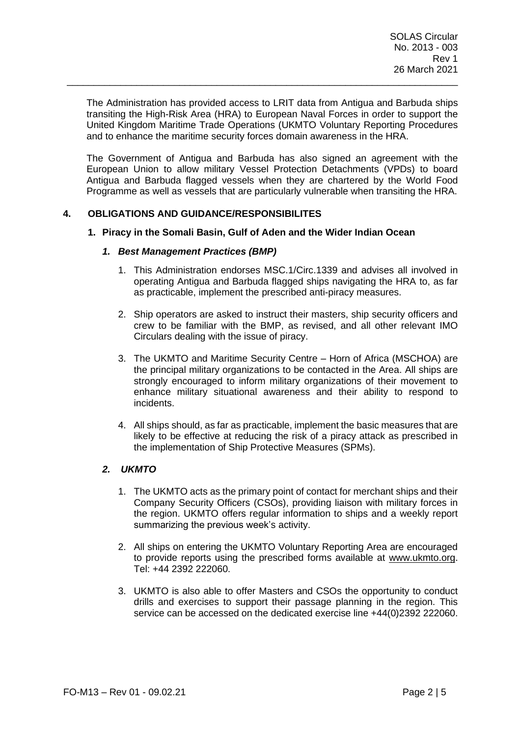The Administration has provided access to LRIT data from Antigua and Barbuda ships transiting the High-Risk Area (HRA) to European Naval Forces in order to support the United Kingdom Maritime Trade Operations (UKMTO Voluntary Reporting Procedures and to enhance the maritime security forces domain awareness in the HRA.

The Government of Antigua and Barbuda has also signed an agreement with the European Union to allow military Vessel Protection Detachments (VPDs) to board Antigua and Barbuda flagged vessels when they are chartered by the World Food Programme as well as vessels that are particularly vulnerable when transiting the HRA.

## 4. OBLIGATIONS AND GUIDANCE/RESPONSIBILITES

### 1. Piracy in the Somali Basin, Gulf of Aden and the Wider Indian Ocean

#### *1. Best Management Practices (BMP)*

1. This Administration endorses MSC.1/Circ.1339 and advises all involved in operating Antigua and Barbuda flagged ships navigating the HRA to, as far as practicable, implement the prescribed anti-piracy measures.
2. Ship operators are asked to instruct their masters, ship security officers and crew to be familiar with the BMP, as revised, and all other relevant IMO Circulars dealing with the issue of piracy.
3. The UKMTO and Maritime Security Centre – Horn of Africa (MSCHOA) are the principal military organizations to be contacted in the Area. All ships are strongly encouraged to inform military organizations of their movement to enhance military situational awareness and their ability to respond to incidents.
4. All ships should, as far as practicable, implement the basic measures that are likely to be effective at reducing the risk of a piracy attack as prescribed in the implementation of Ship Protective Measures (SPMs).

#### *2. UKMTO*

1. The UKMTO acts as the primary point of contact for merchant ships and their Company Security Officers (CSOs), providing liaison with military forces in the region. UKMTO offers regular information to ships and a weekly report summarizing the previous week's activity.
2. All ships on entering the UKMTO Voluntary Reporting Area are encouraged to provide reports using the prescribed forms available at www.ukmto.org. Tel: +44 2392 222060.
3. UKMTO is also able to offer Masters and CSOs the opportunity to conduct drills and exercises to support their passage planning in the region. This service can be accessed on the dedicated exercise line +44(0)2392 222060.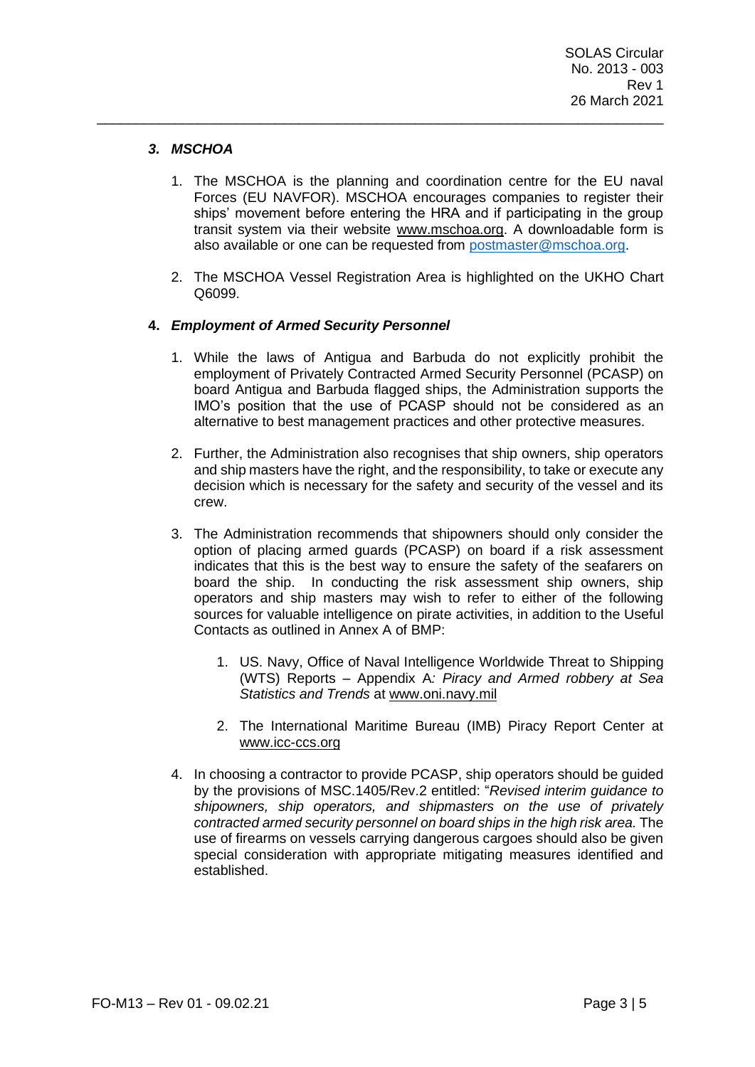### *3. MSCHOA*

1. The MSCHOA is the planning and coordination centre for the EU naval Forces (EU NAVFOR). MSCHOA encourages companies to register their ships' movement before entering the HRA and if participating in the group transit system via their website www.mschoa.org. A downloadable form is also available or one can be requested from postmaster@mschoa.org.

2. The MSCHOA Vessel Registration Area is highlighted on the UKHO Chart Q6099.

### **4. *Employment of Armed Security Personnel***

1. While the laws of Antigua and Barbuda do not explicitly prohibit the employment of Privately Contracted Armed Security Personnel (PCASP) on board Antigua and Barbuda flagged ships, the Administration supports the IMO's position that the use of PCASP should not be considered as an alternative to best management practices and other protective measures.

2. Further, the Administration also recognises that ship owners, ship operators and ship masters have the right, and the responsibility, to take or execute any decision which is necessary for the safety and security of the vessel and its crew.

3. The Administration recommends that shipowners should only consider the option of placing armed guards (PCASP) on board if a risk assessment indicates that this is the best way to ensure the safety of the seafarers on board the ship. In conducting the risk assessment ship owners, ship operators and ship masters may wish to refer to either of the following sources for valuable intelligence on pirate activities, in addition to the Useful Contacts as outlined in Annex A of BMP:

    1. US. Navy, Office of Naval Intelligence Worldwide Threat to Shipping (WTS) Reports – Appendix A*: Piracy and Armed robbery at Sea Statistics and Trends* at www.oni.navy.mil

    2. The International Maritime Bureau (IMB) Piracy Report Center at www.icc-ccs.org

4. In choosing a contractor to provide PCASP, ship operators should be guided by the provisions of MSC.1405/Rev.2 entitled: "*Revised interim guidance to shipowners, ship operators, and shipmasters on the use of privately contracted armed security personnel on board ships in the high risk area.* The use of firearms on vessels carrying dangerous cargoes should also be given special consideration with appropriate mitigating measures identified and established.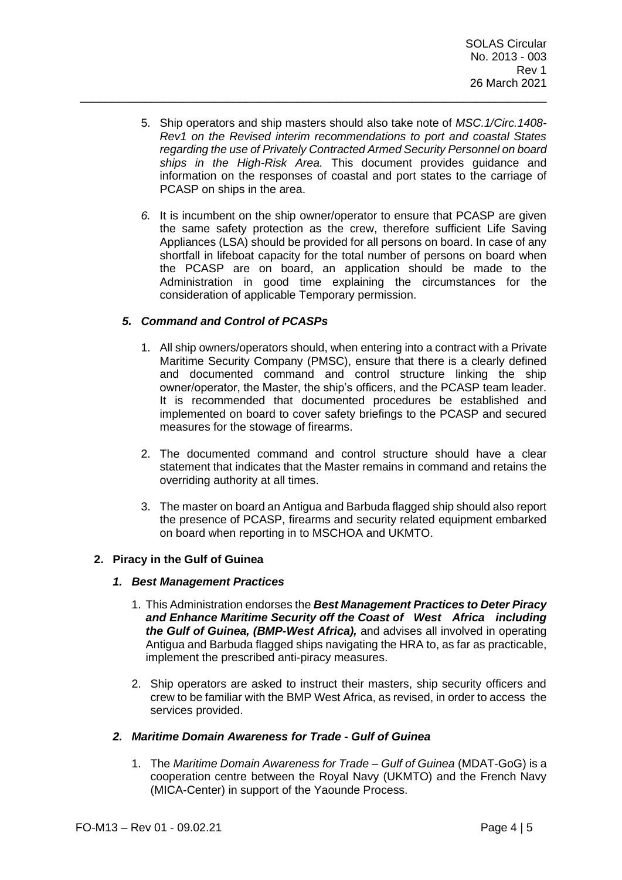5. Ship operators and ship masters should also take note of *MSC.1/Circ.1408-Rev1 on the Revised interim recommendations to port and coastal States regarding the use of Privately Contracted Armed Security Personnel on board ships in the High-Risk Area.* This document provides guidance and information on the responses of coastal and port states to the carriage of PCASP on ships in the area.

6. It is incumbent on the ship owner/operator to ensure that PCASP are given the same safety protection as the crew, therefore sufficient Life Saving Appliances (LSA) should be provided for all persons on board. In case of any shortfall in lifeboat capacity for the total number of persons on board when the PCASP are on board, an application should be made to the Administration in good time explaining the circumstances for the consideration of applicable Temporary permission.

### *5. Command and Control of PCASPs*

1. All ship owners/operators should, when entering into a contract with a Private Maritime Security Company (PMSC), ensure that there is a clearly defined and documented command and control structure linking the ship owner/operator, the Master, the ship's officers, and the PCASP team leader. It is recommended that documented procedures be established and implemented on board to cover safety briefings to the PCASP and secured measures for the stowage of firearms.

2. The documented command and control structure should have a clear statement that indicates that the Master remains in command and retains the overriding authority at all times.

3. The master on board an Antigua and Barbuda flagged ship should also report the presence of PCASP, firearms and security related equipment embarked on board when reporting in to MSCHOA and UKMTO.

## 2. Piracy in the Gulf of Guinea

### *1. Best Management Practices*

1. This Administration endorses the ***Best Management Practices to Deter Piracy and Enhance Maritime Security off the Coast of West Africa including the Gulf of Guinea, (BMP-West Africa),*** and advises all involved in operating Antigua and Barbuda flagged ships navigating the HRA to, as far as practicable, implement the prescribed anti-piracy measures.

2. Ship operators are asked to instruct their masters, ship security officers and crew to be familiar with the BMP West Africa, as revised, in order to access the services provided.

### *2. Maritime Domain Awareness for Trade - Gulf of Guinea*

1. The *Maritime Domain Awareness for Trade – Gulf of Guinea* (MDAT-GoG) is a cooperation centre between the Royal Navy (UKMTO) and the French Navy (MICA-Center) in support of the Yaounde Process.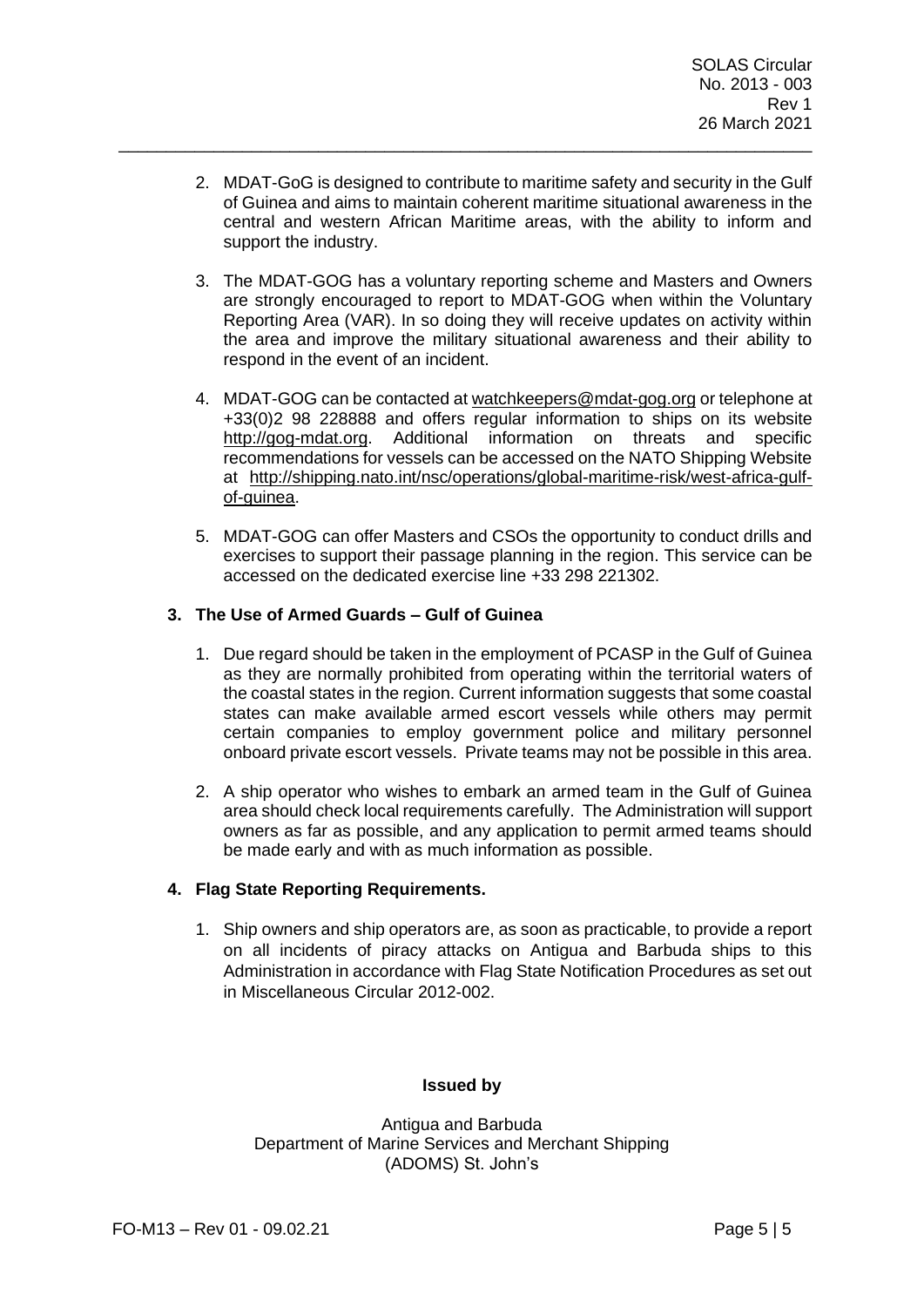2. MDAT-GoG is designed to contribute to maritime safety and security in the Gulf of Guinea and aims to maintain coherent maritime situational awareness in the central and western African Maritime areas, with the ability to inform and support the industry.

3. The MDAT-GOG has a voluntary reporting scheme and Masters and Owners are strongly encouraged to report to MDAT-GOG when within the Voluntary Reporting Area (VAR). In so doing they will receive updates on activity within the area and improve the military situational awareness and their ability to respond in the event of an incident.

4. MDAT-GOG can be contacted at watchkeepers@mdat-gog.org or telephone at +33(0)2 98 228888 and offers regular information to ships on its website http://gog-mdat.org. Additional information on threats and specific recommendations for vessels can be accessed on the NATO Shipping Website at http://shipping.nato.int/nsc/operations/global-maritime-risk/west-africa-gulf-of-guinea.

5. MDAT-GOG can offer Masters and CSOs the opportunity to conduct drills and exercises to support their passage planning in the region. This service can be accessed on the dedicated exercise line +33 298 221302.

## 3. The Use of Armed Guards – Gulf of Guinea

1. Due regard should be taken in the employment of PCASP in the Gulf of Guinea as they are normally prohibited from operating within the territorial waters of the coastal states in the region. Current information suggests that some coastal states can make available armed escort vessels while others may permit certain companies to employ government police and military personnel onboard private escort vessels. Private teams may not be possible in this area.

2. A ship operator who wishes to embark an armed team in the Gulf of Guinea area should check local requirements carefully. The Administration will support owners as far as possible, and any application to permit armed teams should be made early and with as much information as possible.

## 4. Flag State Reporting Requirements.

1. Ship owners and ship operators are, as soon as practicable, to provide a report on all incidents of piracy attacks on Antigua and Barbuda ships to this Administration in accordance with Flag State Notification Procedures as set out in Miscellaneous Circular 2012-002.

**Issued by**

Antigua and Barbuda
Department of Marine Services and Merchant Shipping
(ADOMS) St. John's